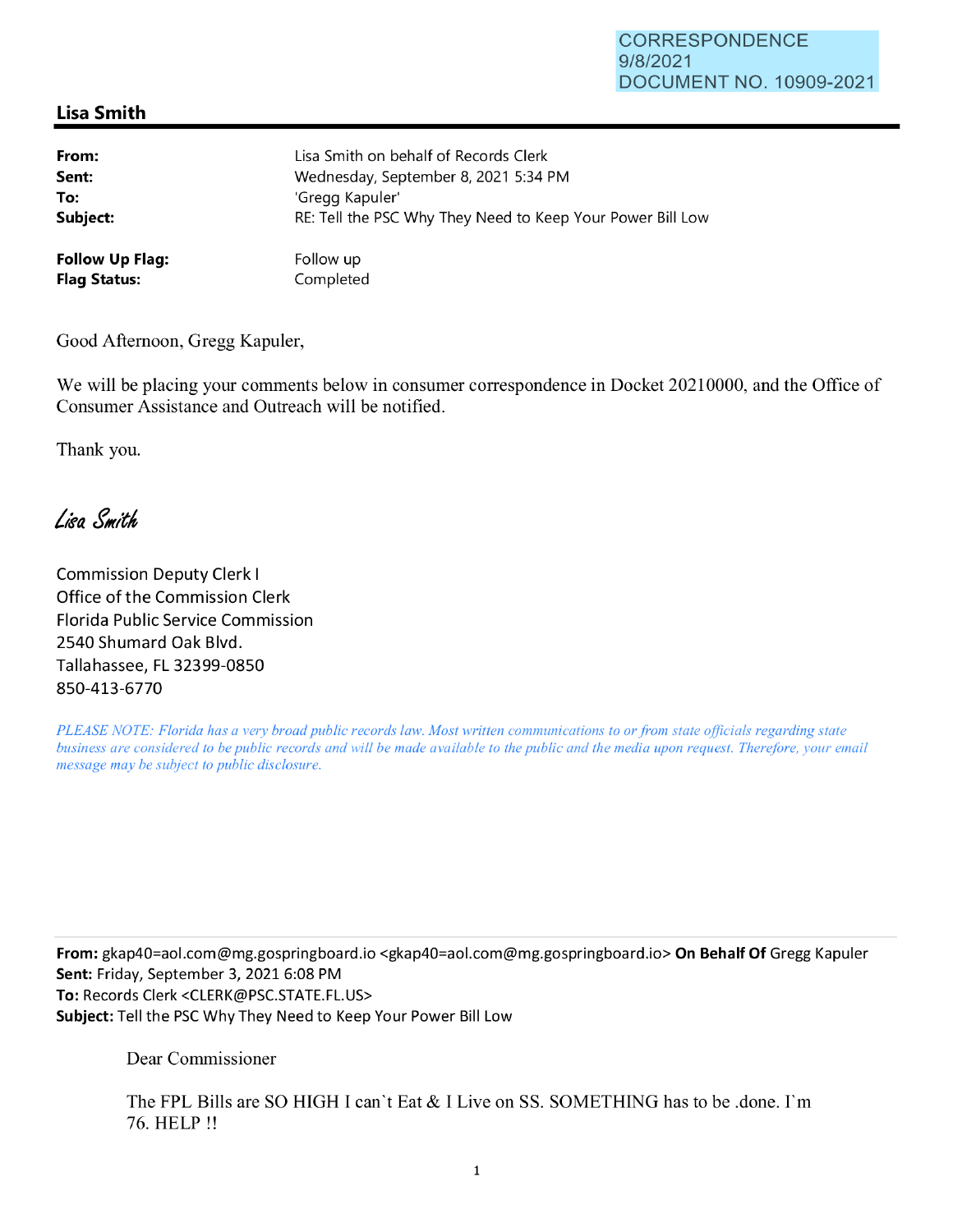CORRESPONDENCE
9/8/2021
DOCUMENT NO. 10909-2021

## Lisa Smith

| | |
|---|---|
| **From:** | Lisa Smith on behalf of Records Clerk |
| **Sent:** | Wednesday, September 8, 2021 5:34 PM |
| **To:** | 'Gregg Kapuler' |
| **Subject:** | RE: Tell the PSC Why They Need to Keep Your Power Bill Low |
| **Follow Up Flag:** | Follow up |
| **Flag Status:** | Completed |

Good Afternoon, Gregg Kapuler,

We will be placing your comments below in consumer correspondence in Docket 20210000, and the Office of Consumer Assistance and Outreach will be notified.

Thank you.

*Lisa Smith*

Commission Deputy Clerk I
Office of the Commission Clerk
Florida Public Service Commission
2540 Shumard Oak Blvd.
Tallahassee, FL 32399-0850
850-413-6770

*PLEASE NOTE: Florida has a very broad public records law. Most written communications to or from state officials regarding state business are considered to be public records and will be made available to the public and the media upon request. Therefore, your email message may be subject to public disclosure.*

---

**From:** gkap40=aol.com@mg.gospringboard.io <gkap40=aol.com@mg.gospringboard.io> **On Behalf Of** Gregg Kapuler
**Sent:** Friday, September 3, 2021 6:08 PM
**To:** Records Clerk <CLERK@PSC.STATE.FL.US>
**Subject:** Tell the PSC Why They Need to Keep Your Power Bill Low

Dear Commissioner

The FPL Bills are SO HIGH I can`t Eat & I Live on SS. SOMETHING has to be .done. I`m 76. HELP !!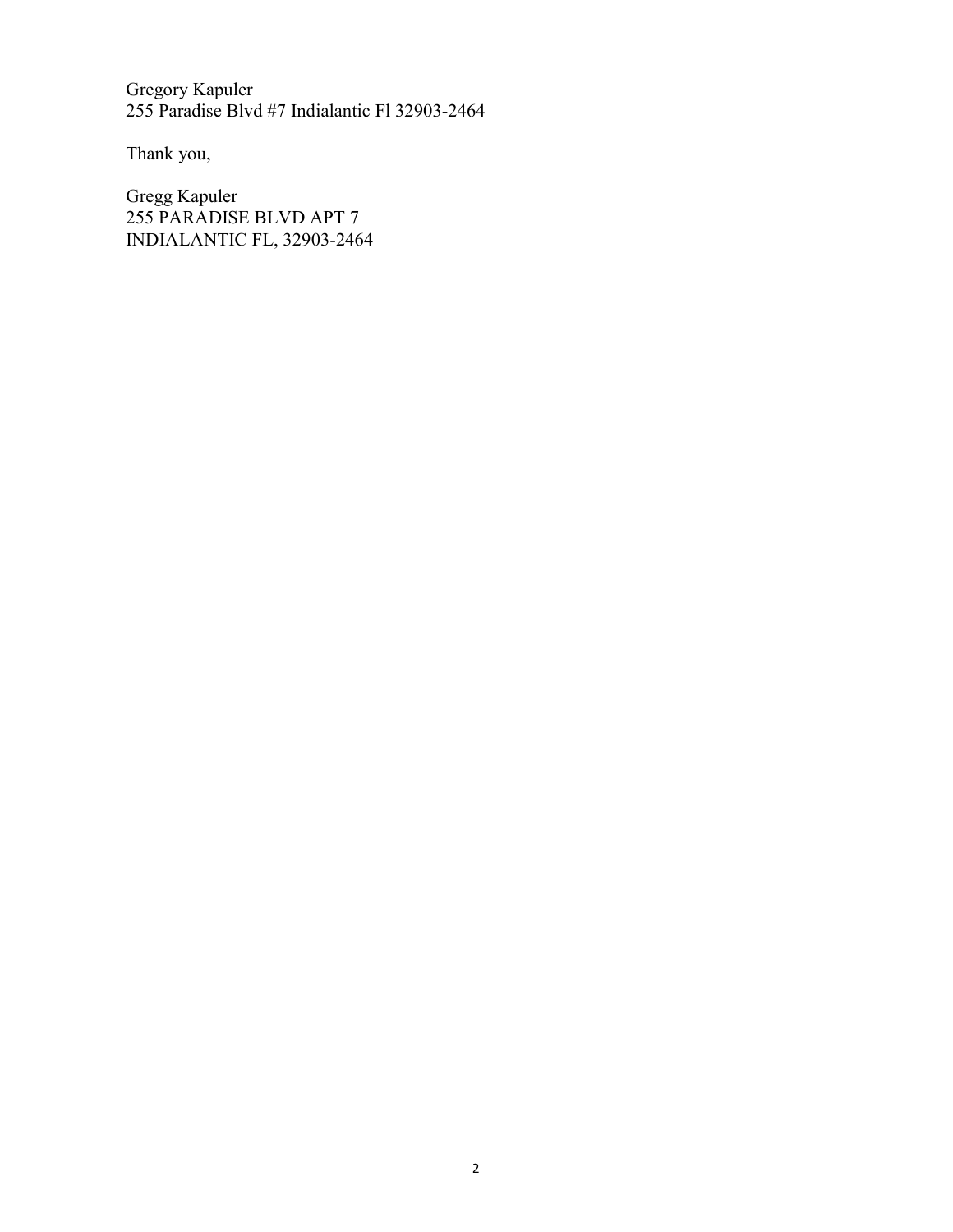Gregory Kapuler
255 Paradise Blvd #7 Indialantic Fl 32903-2464

Thank you,

Gregg Kapuler
255 PARADISE BLVD APT 7
INDIALANTIC FL, 32903-2464